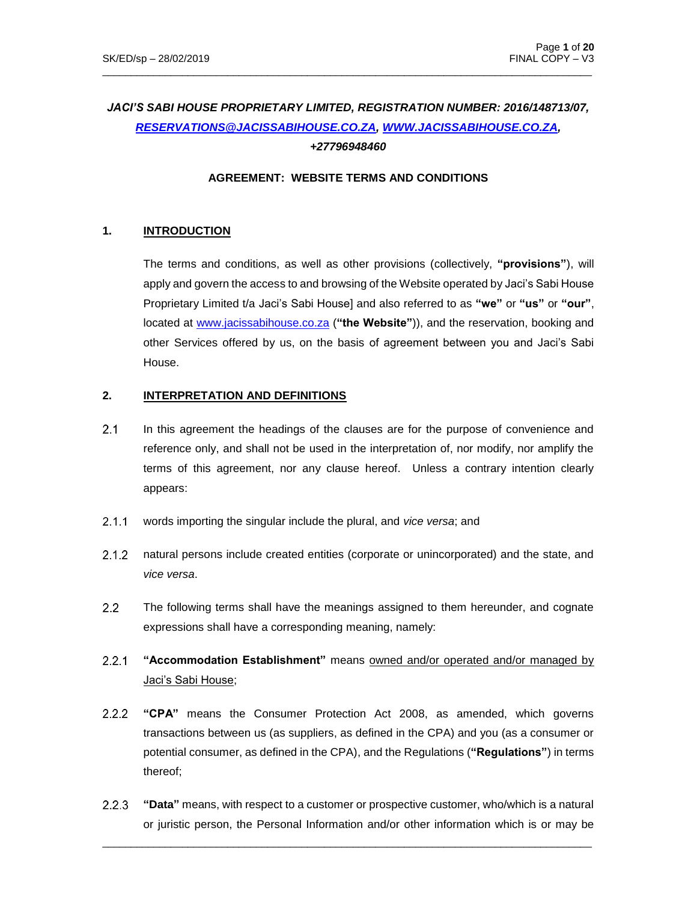***JACI'S SABI HOUSE PROPRIETARY LIMITED, REGISTRATION NUMBER: 2016/148713/07, [RESERVATIONS@JACISSABIHOUSE.CO.ZA](mailto:RESERVATIONS@JACISSABIHOUSE.CO.ZA), [WWW.JACISSABIHOUSE.CO.ZA](http://WWW.JACISSABIHOUSE.CO.ZA), +27796948460***

**AGREEMENT: WEBSITE TERMS AND CONDITIONS**

## 1. INTRODUCTION

The terms and conditions, as well as other provisions (collectively, **"provisions"**), will apply and govern the access to and browsing of the Website operated by Jaci's Sabi House Proprietary Limited t/a Jaci's Sabi House] and also referred to as **"we"** or **"us"** or **"our"**, located at [www.jacissabihouse.co.za](http://www.jacissabihouse.co.za) (**"the Website"**)), and the reservation, booking and other Services offered by us, on the basis of agreement between you and Jaci's Sabi House.

## 2. INTERPRETATION AND DEFINITIONS

2.1 In this agreement the headings of the clauses are for the purpose of convenience and reference only, and shall not be used in the interpretation of, nor modify, nor amplify the terms of this agreement, nor any clause hereof. Unless a contrary intention clearly appears:

2.1.1 words importing the singular include the plural, and *vice versa*; and

2.1.2 natural persons include created entities (corporate or unincorporated) and the state, and *vice versa*.

2.2 The following terms shall have the meanings assigned to them hereunder, and cognate expressions shall have a corresponding meaning, namely:

2.2.1 **"Accommodation Establishment"** means <u>owned and/or operated and/or managed by Jaci's Sabi House</u>;

2.2.2 **"CPA"** means the Consumer Protection Act 2008, as amended, which governs transactions between us (as suppliers, as defined in the CPA) and you (as a consumer or potential consumer, as defined in the CPA), and the Regulations (**"Regulations"**) in terms thereof;

2.2.3 **"Data"** means, with respect to a customer or prospective customer, who/which is a natural or juristic person, the Personal Information and/or other information which is or may be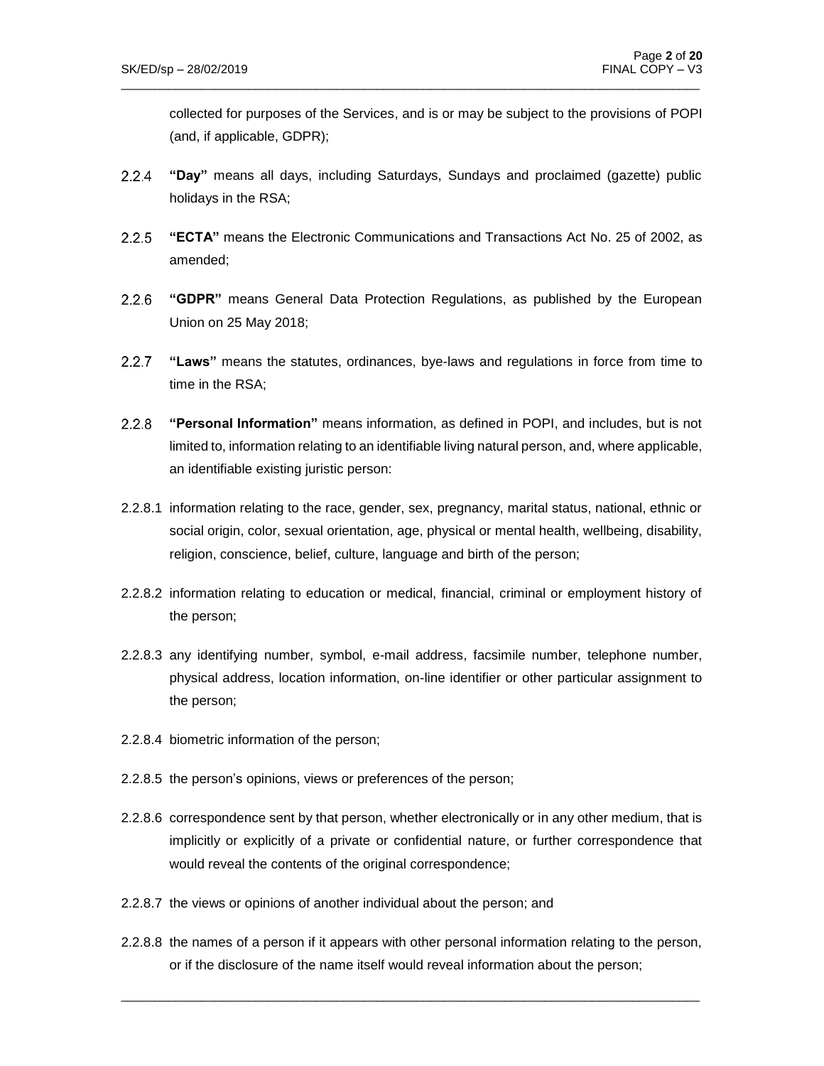collected for purposes of the Services, and is or may be subject to the provisions of POPI (and, if applicable, GDPR);

2.2.4 **"Day"** means all days, including Saturdays, Sundays and proclaimed (gazette) public holidays in the RSA;

2.2.5 **"ECTA"** means the Electronic Communications and Transactions Act No. 25 of 2002, as amended;

2.2.6 **"GDPR"** means General Data Protection Regulations, as published by the European Union on 25 May 2018;

2.2.7 **"Laws"** means the statutes, ordinances, bye-laws and regulations in force from time to time in the RSA;

2.2.8 **"Personal Information"** means information, as defined in POPI, and includes, but is not limited to, information relating to an identifiable living natural person, and, where applicable, an identifiable existing juristic person:

2.2.8.1 information relating to the race, gender, sex, pregnancy, marital status, national, ethnic or social origin, color, sexual orientation, age, physical or mental health, wellbeing, disability, religion, conscience, belief, culture, language and birth of the person;

2.2.8.2 information relating to education or medical, financial, criminal or employment history of the person;

2.2.8.3 any identifying number, symbol, e-mail address, facsimile number, telephone number, physical address, location information, on-line identifier or other particular assignment to the person;

2.2.8.4 biometric information of the person;

2.2.8.5 the person's opinions, views or preferences of the person;

2.2.8.6 correspondence sent by that person, whether electronically or in any other medium, that is implicitly or explicitly of a private or confidential nature, or further correspondence that would reveal the contents of the original correspondence;

2.2.8.7 the views or opinions of another individual about the person; and

2.2.8.8 the names of a person if it appears with other personal information relating to the person, or if the disclosure of the name itself would reveal information about the person;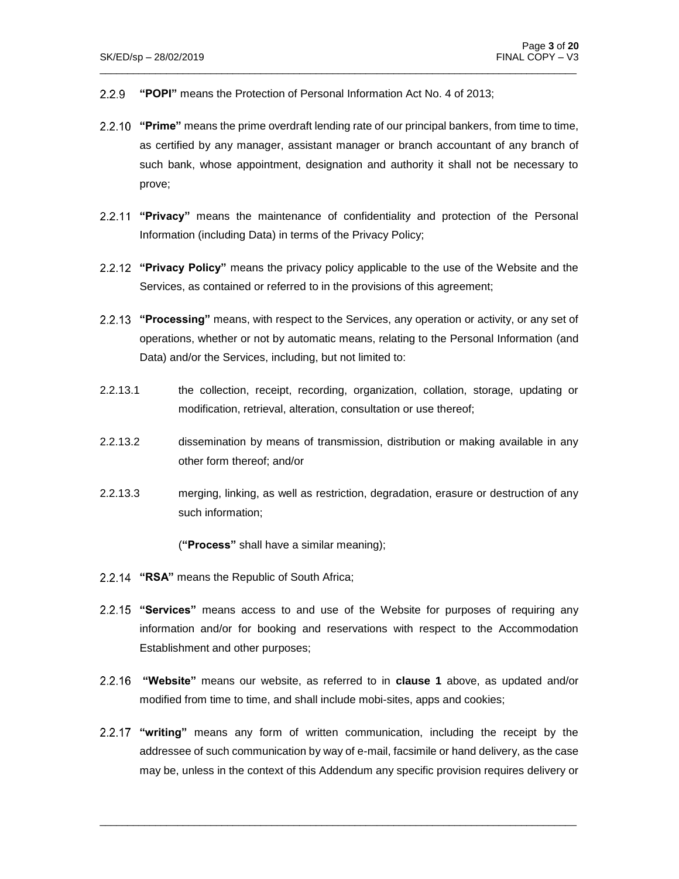2.2.9 **"POPI"** means the Protection of Personal Information Act No. 4 of 2013;

2.2.10 **"Prime"** means the prime overdraft lending rate of our principal bankers, from time to time, as certified by any manager, assistant manager or branch accountant of any branch of such bank, whose appointment, designation and authority it shall not be necessary to prove;

2.2.11 **"Privacy"** means the maintenance of confidentiality and protection of the Personal Information (including Data) in terms of the Privacy Policy;

2.2.12 **"Privacy Policy"** means the privacy policy applicable to the use of the Website and the Services, as contained or referred to in the provisions of this agreement;

2.2.13 **"Processing"** means, with respect to the Services, any operation or activity, or any set of operations, whether or not by automatic means, relating to the Personal Information (and Data) and/or the Services, including, but not limited to:

2.2.13.1 the collection, receipt, recording, organization, collation, storage, updating or modification, retrieval, alteration, consultation or use thereof;

2.2.13.2 dissemination by means of transmission, distribution or making available in any other form thereof; and/or

2.2.13.3 merging, linking, as well as restriction, degradation, erasure or destruction of any such information;

(**"Process"** shall have a similar meaning);

2.2.14 **"RSA"** means the Republic of South Africa;

2.2.15 **"Services"** means access to and use of the Website for purposes of requiring any information and/or for booking and reservations with respect to the Accommodation Establishment and other purposes;

2.2.16 **"Website"** means our website, as referred to in **clause 1** above, as updated and/or modified from time to time, and shall include mobi-sites, apps and cookies;

2.2.17 **"writing"** means any form of written communication, including the receipt by the addressee of such communication by way of e-mail, facsimile or hand delivery, as the case may be, unless in the context of this Addendum any specific provision requires delivery or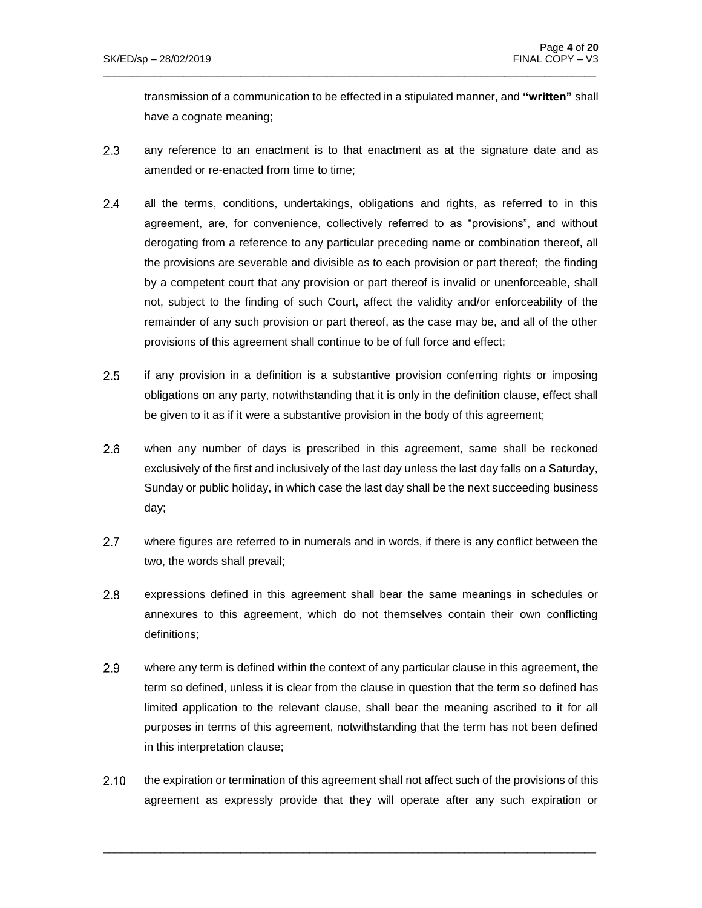transmission of a communication to be effected in a stipulated manner, and **"written"** shall have a cognate meaning;

2.3 any reference to an enactment is to that enactment as at the signature date and as amended or re-enacted from time to time;

2.4 all the terms, conditions, undertakings, obligations and rights, as referred to in this agreement, are, for convenience, collectively referred to as "provisions", and without derogating from a reference to any particular preceding name or combination thereof, all the provisions are severable and divisible as to each provision or part thereof; the finding by a competent court that any provision or part thereof is invalid or unenforceable, shall not, subject to the finding of such Court, affect the validity and/or enforceability of the remainder of any such provision or part thereof, as the case may be, and all of the other provisions of this agreement shall continue to be of full force and effect;

2.5 if any provision in a definition is a substantive provision conferring rights or imposing obligations on any party, notwithstanding that it is only in the definition clause, effect shall be given to it as if it were a substantive provision in the body of this agreement;

2.6 when any number of days is prescribed in this agreement, same shall be reckoned exclusively of the first and inclusively of the last day unless the last day falls on a Saturday, Sunday or public holiday, in which case the last day shall be the next succeeding business day;

2.7 where figures are referred to in numerals and in words, if there is any conflict between the two, the words shall prevail;

2.8 expressions defined in this agreement shall bear the same meanings in schedules or annexures to this agreement, which do not themselves contain their own conflicting definitions;

2.9 where any term is defined within the context of any particular clause in this agreement, the term so defined, unless it is clear from the clause in question that the term so defined has limited application to the relevant clause, shall bear the meaning ascribed to it for all purposes in terms of this agreement, notwithstanding that the term has not been defined in this interpretation clause;

2.10 the expiration or termination of this agreement shall not affect such of the provisions of this agreement as expressly provide that they will operate after any such expiration or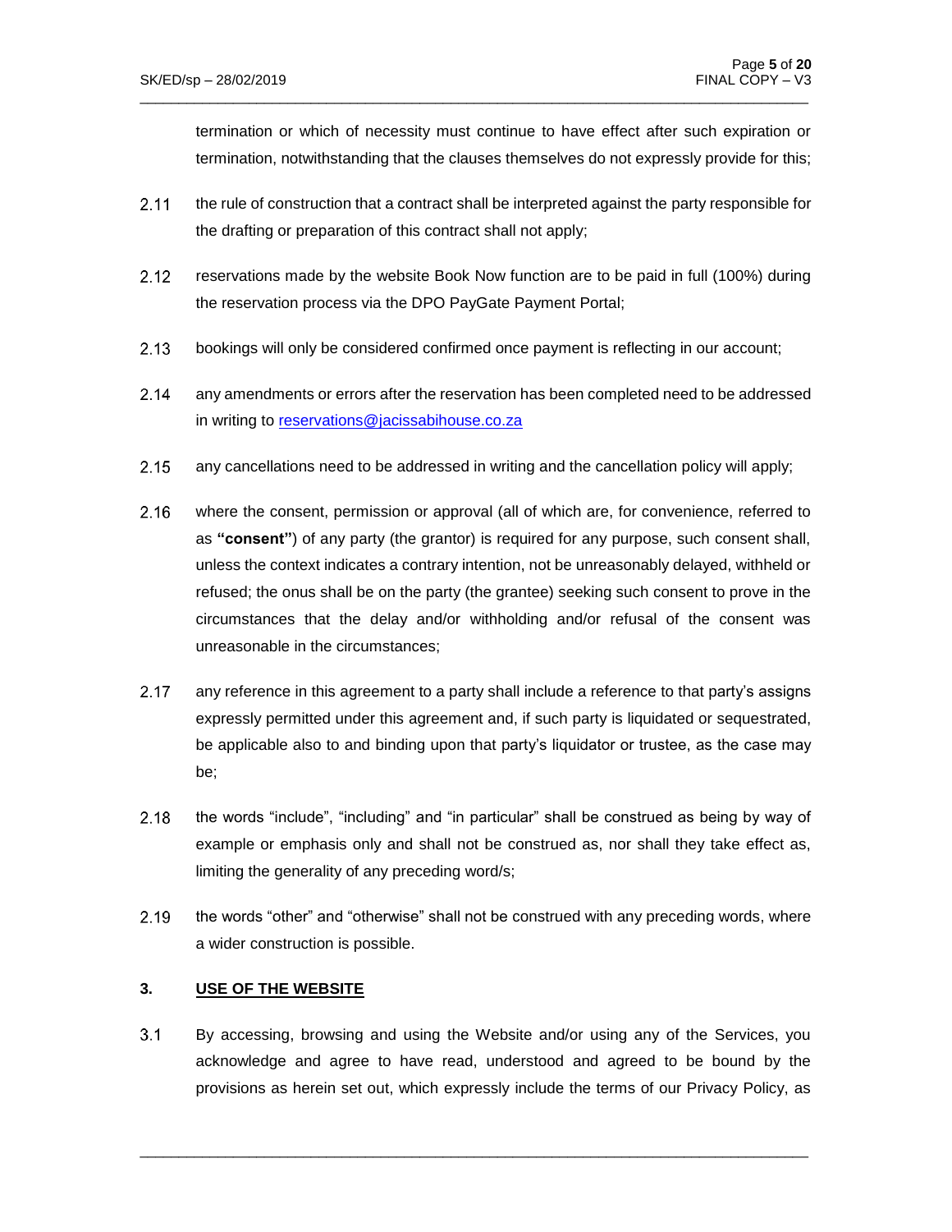termination or which of necessity must continue to have effect after such expiration or termination, notwithstanding that the clauses themselves do not expressly provide for this;

2.11 the rule of construction that a contract shall be interpreted against the party responsible for the drafting or preparation of this contract shall not apply;

2.12 reservations made by the website Book Now function are to be paid in full (100%) during the reservation process via the DPO PayGate Payment Portal;

2.13 bookings will only be considered confirmed once payment is reflecting in our account;

2.14 any amendments or errors after the reservation has been completed need to be addressed in writing to [reservations@jacissabihouse.co.za](mailto:reservations@jacissabihouse.co.za)

2.15 any cancellations need to be addressed in writing and the cancellation policy will apply;

2.16 where the consent, permission or approval (all of which are, for convenience, referred to as **"consent"**) of any party (the grantor) is required for any purpose, such consent shall, unless the context indicates a contrary intention, not be unreasonably delayed, withheld or refused; the onus shall be on the party (the grantee) seeking such consent to prove in the circumstances that the delay and/or withholding and/or refusal of the consent was unreasonable in the circumstances;

2.17 any reference in this agreement to a party shall include a reference to that party's assigns expressly permitted under this agreement and, if such party is liquidated or sequestrated, be applicable also to and binding upon that party's liquidator or trustee, as the case may be;

2.18 the words "include", "including" and "in particular" shall be construed as being by way of example or emphasis only and shall not be construed as, nor shall they take effect as, limiting the generality of any preceding word/s;

2.19 the words "other" and "otherwise" shall not be construed with any preceding words, where a wider construction is possible.

## 3. USE OF THE WEBSITE

3.1 By accessing, browsing and using the Website and/or using any of the Services, you acknowledge and agree to have read, understood and agreed to be bound by the provisions as herein set out, which expressly include the terms of our Privacy Policy, as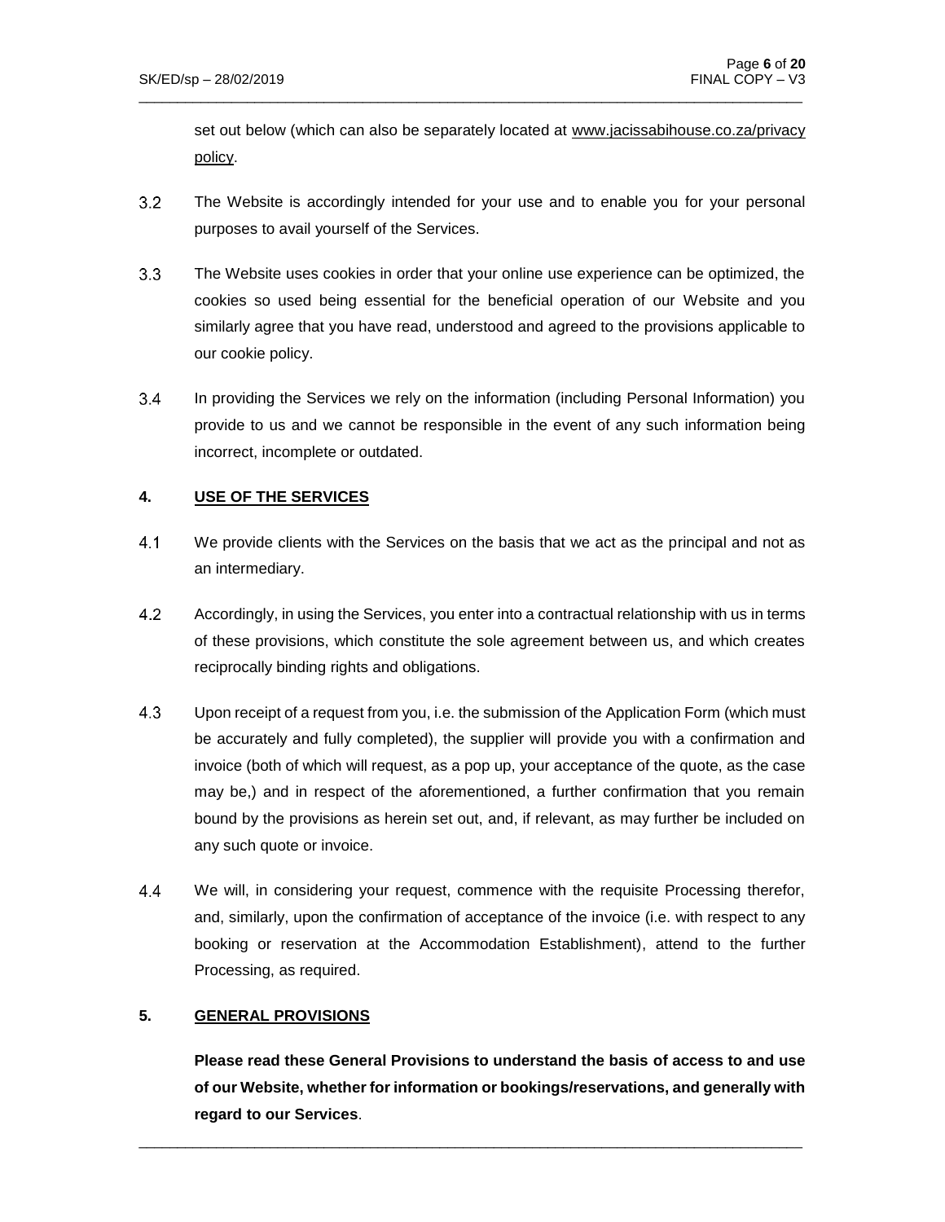set out below (which can also be separately located at www.jacissabihouse.co.za/privacy policy.

3.2 The Website is accordingly intended for your use and to enable you for your personal purposes to avail yourself of the Services.

3.3 The Website uses cookies in order that your online use experience can be optimized, the cookies so used being essential for the beneficial operation of our Website and you similarly agree that you have read, understood and agreed to the provisions applicable to our cookie policy.

3.4 In providing the Services we rely on the information (including Personal Information) you provide to us and we cannot be responsible in the event of any such information being incorrect, incomplete or outdated.

## 4. USE OF THE SERVICES

4.1 We provide clients with the Services on the basis that we act as the principal and not as an intermediary.

4.2 Accordingly, in using the Services, you enter into a contractual relationship with us in terms of these provisions, which constitute the sole agreement between us, and which creates reciprocally binding rights and obligations.

4.3 Upon receipt of a request from you, i.e. the submission of the Application Form (which must be accurately and fully completed), the supplier will provide you with a confirmation and invoice (both of which will request, as a pop up, your acceptance of the quote, as the case may be,) and in respect of the aforementioned, a further confirmation that you remain bound by the provisions as herein set out, and, if relevant, as may further be included on any such quote or invoice.

4.4 We will, in considering your request, commence with the requisite Processing therefor, and, similarly, upon the confirmation of acceptance of the invoice (i.e. with respect to any booking or reservation at the Accommodation Establishment), attend to the further Processing, as required.

## 5. GENERAL PROVISIONS

**Please read these General Provisions to understand the basis of access to and use of our Website, whether for information or bookings/reservations, and generally with regard to our Services**.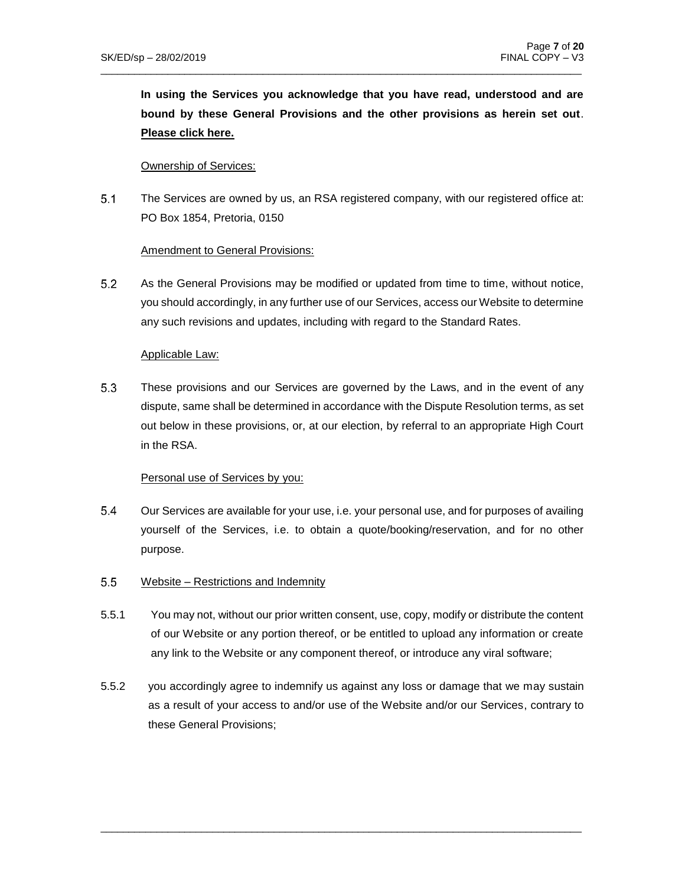**In using the Services you acknowledge that you have read, understood and are bound by these General Provisions and the other provisions as herein set out**. **Please click here.**

Ownership of Services:

5.1 The Services are owned by us, an RSA registered company, with our registered office at: PO Box 1854, Pretoria, 0150

Amendment to General Provisions:

5.2 As the General Provisions may be modified or updated from time to time, without notice, you should accordingly, in any further use of our Services, access our Website to determine any such revisions and updates, including with regard to the Standard Rates.

Applicable Law:

5.3 These provisions and our Services are governed by the Laws, and in the event of any dispute, same shall be determined in accordance with the Dispute Resolution terms, as set out below in these provisions, or, at our election, by referral to an appropriate High Court in the RSA.

Personal use of Services by you:

5.4 Our Services are available for your use, i.e. your personal use, and for purposes of availing yourself of the Services, i.e. to obtain a quote/booking/reservation, and for no other purpose.

5.5 Website – Restrictions and Indemnity

5.5.1 You may not, without our prior written consent, use, copy, modify or distribute the content of our Website or any portion thereof, or be entitled to upload any information or create any link to the Website or any component thereof, or introduce any viral software;

5.5.2 you accordingly agree to indemnify us against any loss or damage that we may sustain as a result of your access to and/or use of the Website and/or our Services, contrary to these General Provisions;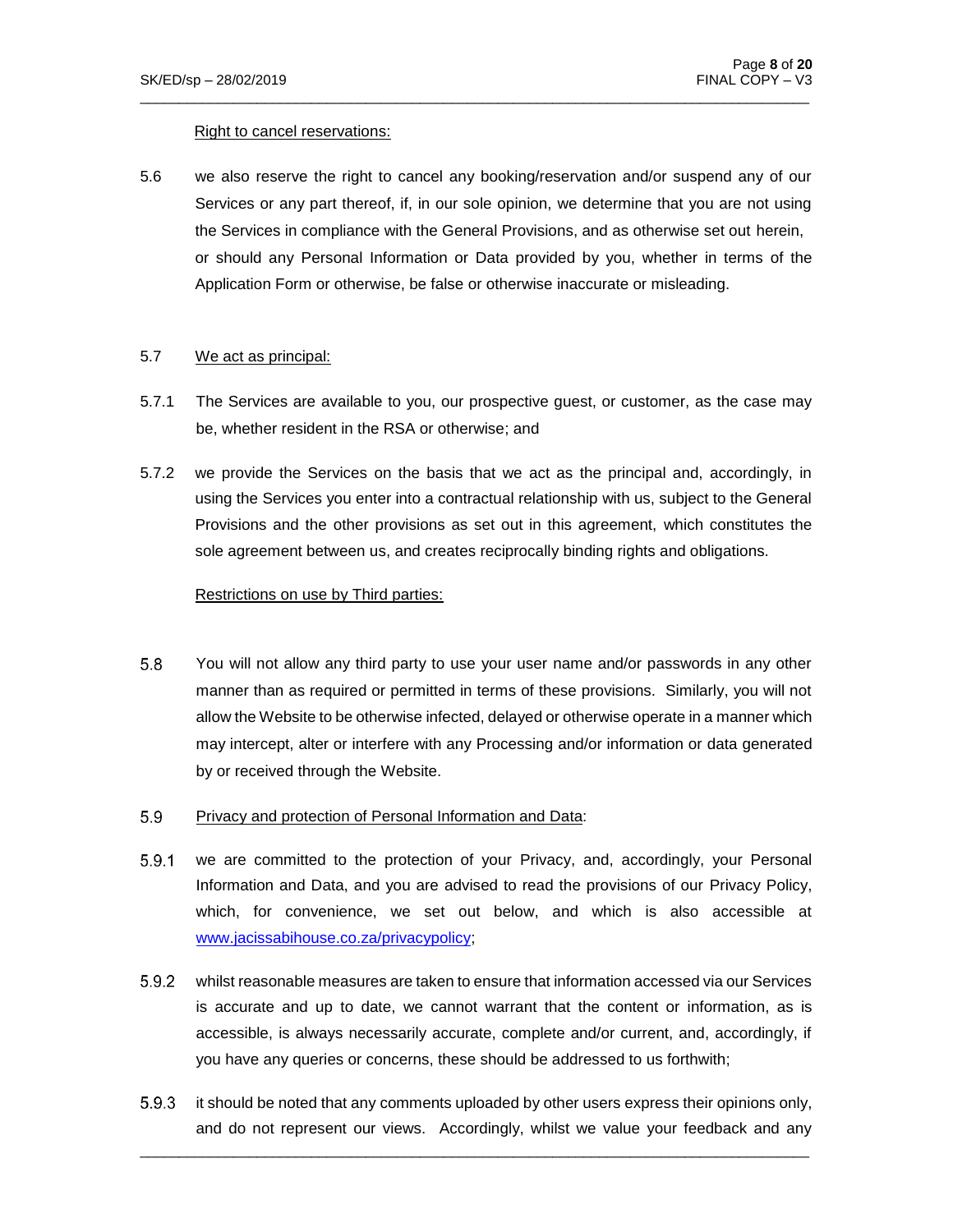Right to cancel reservations:

5.6 we also reserve the right to cancel any booking/reservation and/or suspend any of our Services or any part thereof, if, in our sole opinion, we determine that you are not using the Services in compliance with the General Provisions, and as otherwise set out herein, or should any Personal Information or Data provided by you, whether in terms of the Application Form or otherwise, be false or otherwise inaccurate or misleading.

5.7 We act as principal:

5.7.1 The Services are available to you, our prospective guest, or customer, as the case may be, whether resident in the RSA or otherwise; and

5.7.2 we provide the Services on the basis that we act as the principal and, accordingly, in using the Services you enter into a contractual relationship with us, subject to the General Provisions and the other provisions as set out in this agreement, which constitutes the sole agreement between us, and creates reciprocally binding rights and obligations.

Restrictions on use by Third parties:

5.8 You will not allow any third party to use your user name and/or passwords in any other manner than as required or permitted in terms of these provisions. Similarly, you will not allow the Website to be otherwise infected, delayed or otherwise operate in a manner which may intercept, alter or interfere with any Processing and/or information or data generated by or received through the Website.

5.9 Privacy and protection of Personal Information and Data:

5.9.1 we are committed to the protection of your Privacy, and, accordingly, your Personal Information and Data, and you are advised to read the provisions of our Privacy Policy, which, for convenience, we set out below, and which is also accessible at [www.jacissabihouse.co.za/privacypolicy](http://www.jacissabihouse.co.za/privacypolicy);

5.9.2 whilst reasonable measures are taken to ensure that information accessed via our Services is accurate and up to date, we cannot warrant that the content or information, as is accessible, is always necessarily accurate, complete and/or current, and, accordingly, if you have any queries or concerns, these should be addressed to us forthwith;

5.9.3 it should be noted that any comments uploaded by other users express their opinions only, and do not represent our views. Accordingly, whilst we value your feedback and any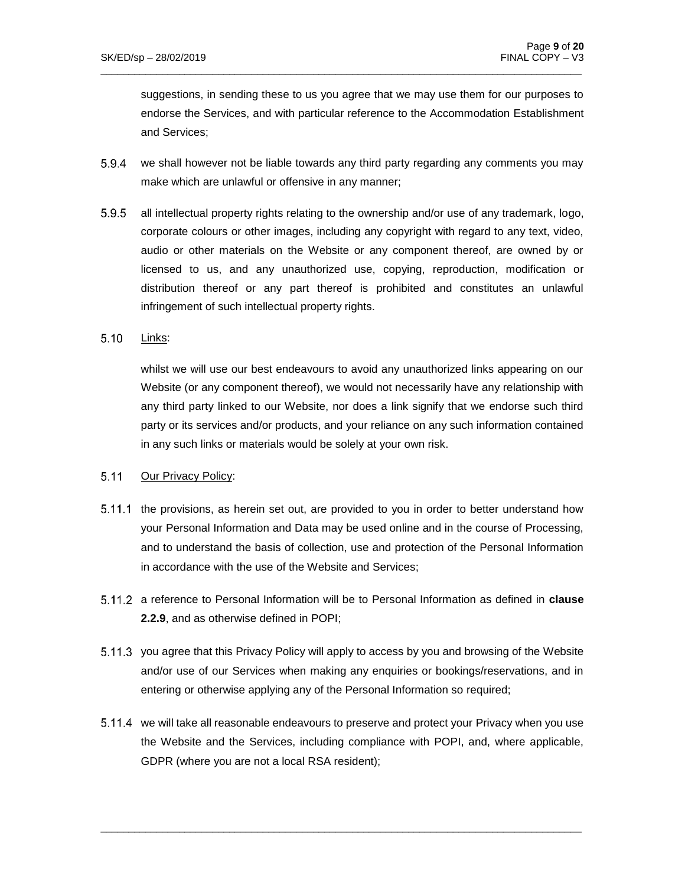suggestions, in sending these to us you agree that we may use them for our purposes to endorse the Services, and with particular reference to the Accommodation Establishment and Services;

5.9.4 we shall however not be liable towards any third party regarding any comments you may make which are unlawful or offensive in any manner;

5.9.5 all intellectual property rights relating to the ownership and/or use of any trademark, logo, corporate colours or other images, including any copyright with regard to any text, video, audio or other materials on the Website or any component thereof, are owned by or licensed to us, and any unauthorized use, copying, reproduction, modification or distribution thereof or any part thereof is prohibited and constitutes an unlawful infringement of such intellectual property rights.

5.10 <u>Links</u>:

whilst we will use our best endeavours to avoid any unauthorized links appearing on our Website (or any component thereof), we would not necessarily have any relationship with any third party linked to our Website, nor does a link signify that we endorse such third party or its services and/or products, and your reliance on any such information contained in any such links or materials would be solely at your own risk.

5.11 <u>Our Privacy Policy</u>:

5.11.1 the provisions, as herein set out, are provided to you in order to better understand how your Personal Information and Data may be used online and in the course of Processing, and to understand the basis of collection, use and protection of the Personal Information in accordance with the use of the Website and Services;

5.11.2 a reference to Personal Information will be to Personal Information as defined in **clause 2.2.9**, and as otherwise defined in POPI;

5.11.3 you agree that this Privacy Policy will apply to access by you and browsing of the Website and/or use of our Services when making any enquiries or bookings/reservations, and in entering or otherwise applying any of the Personal Information so required;

5.11.4 we will take all reasonable endeavours to preserve and protect your Privacy when you use the Website and the Services, including compliance with POPI, and, where applicable, GDPR (where you are not a local RSA resident);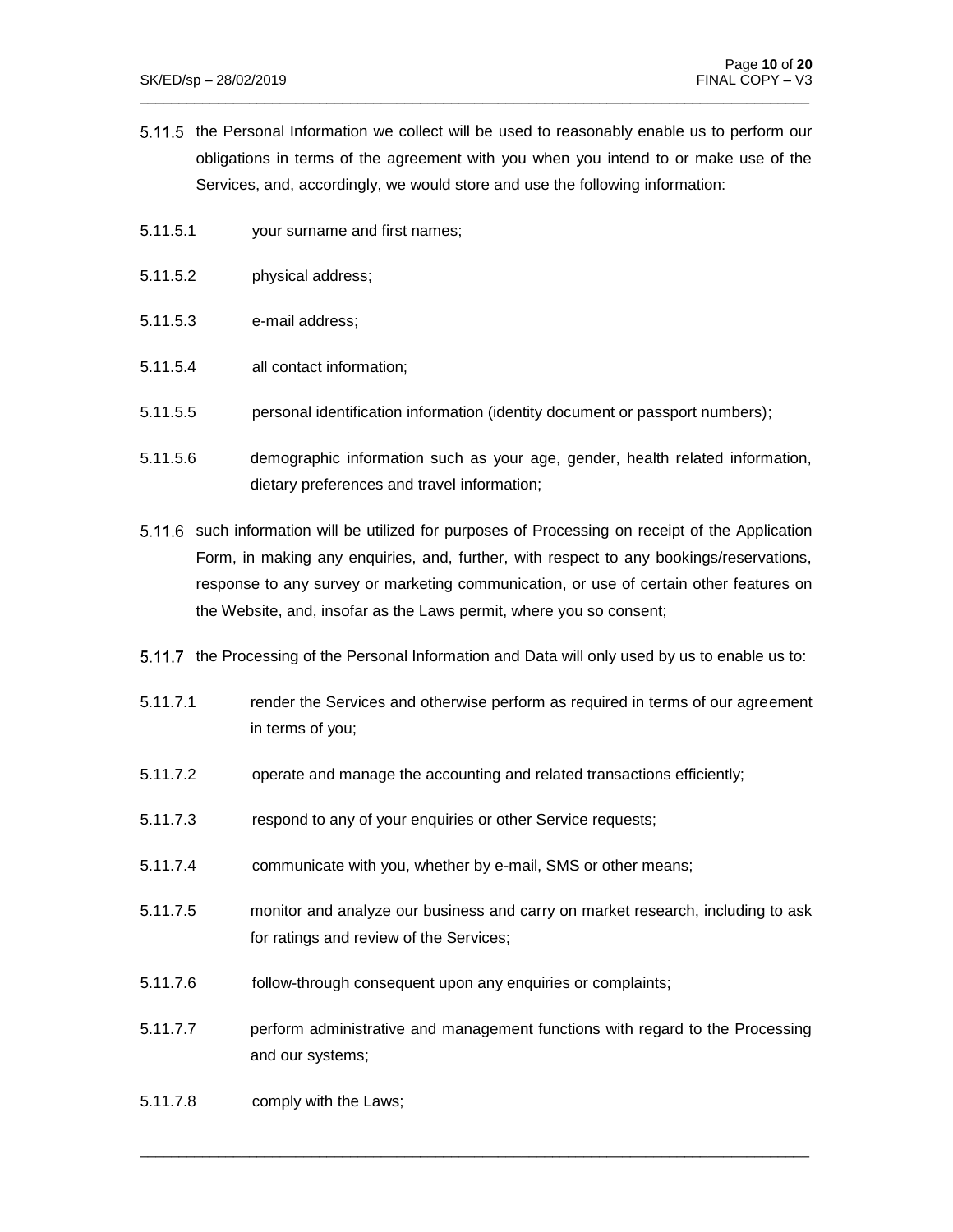5.11.5 the Personal Information we collect will be used to reasonably enable us to perform our obligations in terms of the agreement with you when you intend to or make use of the Services, and, accordingly, we would store and use the following information:

5.11.5.1 your surname and first names;

5.11.5.2 physical address;

5.11.5.3 e-mail address;

5.11.5.4 all contact information;

5.11.5.5 personal identification information (identity document or passport numbers);

5.11.5.6 demographic information such as your age, gender, health related information, dietary preferences and travel information;

5.11.6 such information will be utilized for purposes of Processing on receipt of the Application Form, in making any enquiries, and, further, with respect to any bookings/reservations, response to any survey or marketing communication, or use of certain other features on the Website, and, insofar as the Laws permit, where you so consent;

5.11.7 the Processing of the Personal Information and Data will only used by us to enable us to:

5.11.7.1 render the Services and otherwise perform as required in terms of our agreement in terms of you;

5.11.7.2 operate and manage the accounting and related transactions efficiently;

5.11.7.3 respond to any of your enquiries or other Service requests;

5.11.7.4 communicate with you, whether by e-mail, SMS or other means;

5.11.7.5 monitor and analyze our business and carry on market research, including to ask for ratings and review of the Services;

5.11.7.6 follow-through consequent upon any enquiries or complaints;

5.11.7.7 perform administrative and management functions with regard to the Processing and our systems;

5.11.7.8 comply with the Laws;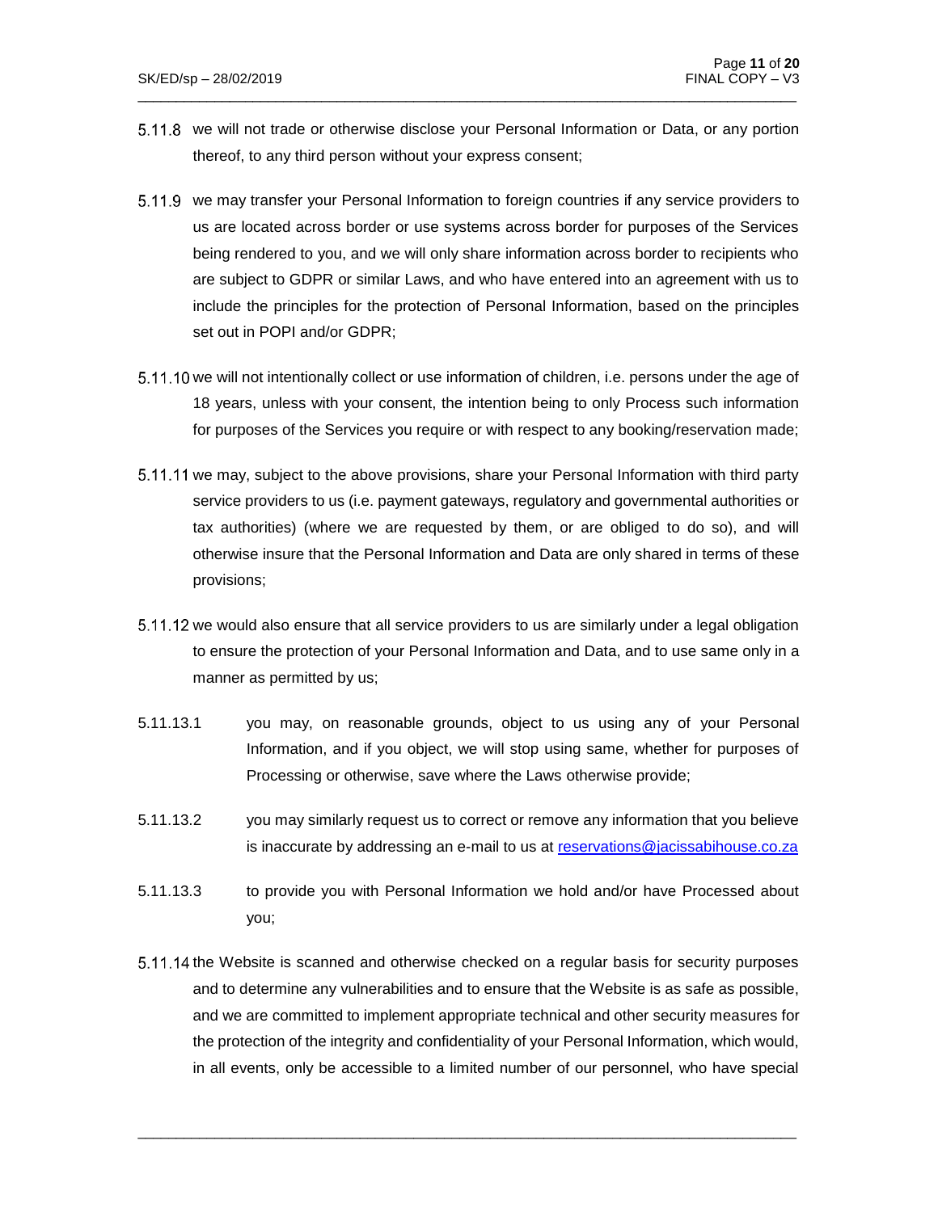5.11.8 we will not trade or otherwise disclose your Personal Information or Data, or any portion thereof, to any third person without your express consent;

5.11.9 we may transfer your Personal Information to foreign countries if any service providers to us are located across border or use systems across border for purposes of the Services being rendered to you, and we will only share information across border to recipients who are subject to GDPR or similar Laws, and who have entered into an agreement with us to include the principles for the protection of Personal Information, based on the principles set out in POPI and/or GDPR;

5.11.10 we will not intentionally collect or use information of children, i.e. persons under the age of 18 years, unless with your consent, the intention being to only Process such information for purposes of the Services you require or with respect to any booking/reservation made;

5.11.11 we may, subject to the above provisions, share your Personal Information with third party service providers to us (i.e. payment gateways, regulatory and governmental authorities or tax authorities) (where we are requested by them, or are obliged to do so), and will otherwise insure that the Personal Information and Data are only shared in terms of these provisions;

5.11.12 we would also ensure that all service providers to us are similarly under a legal obligation to ensure the protection of your Personal Information and Data, and to use same only in a manner as permitted by us;

5.11.13.1 you may, on reasonable grounds, object to us using any of your Personal Information, and if you object, we will stop using same, whether for purposes of Processing or otherwise, save where the Laws otherwise provide;

5.11.13.2 you may similarly request us to correct or remove any information that you believe is inaccurate by addressing an e-mail to us at reservations@jacissabihouse.co.za

5.11.13.3 to provide you with Personal Information we hold and/or have Processed about you;

5.11.14 the Website is scanned and otherwise checked on a regular basis for security purposes and to determine any vulnerabilities and to ensure that the Website is as safe as possible, and we are committed to implement appropriate technical and other security measures for the protection of the integrity and confidentiality of your Personal Information, which would, in all events, only be accessible to a limited number of our personnel, who have special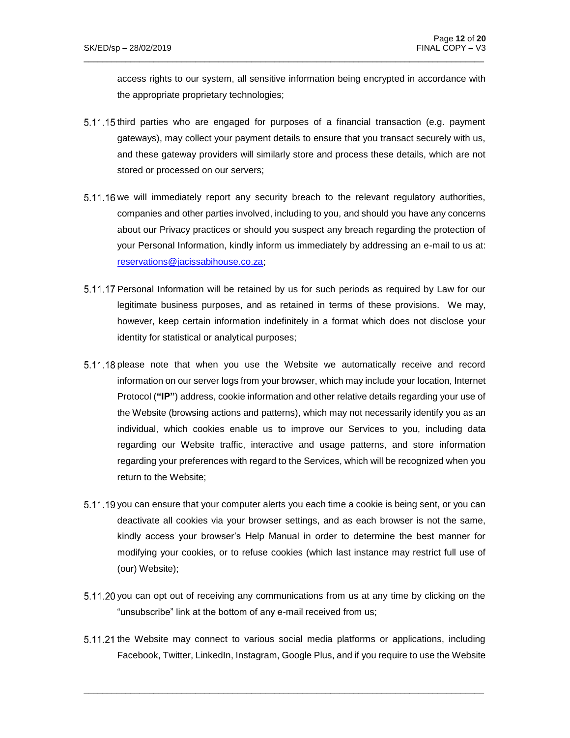access rights to our system, all sensitive information being encrypted in accordance with the appropriate proprietary technologies;

5.11.15 third parties who are engaged for purposes of a financial transaction (e.g. payment gateways), may collect your payment details to ensure that you transact securely with us, and these gateway providers will similarly store and process these details, which are not stored or processed on our servers;

5.11.16 we will immediately report any security breach to the relevant regulatory authorities, companies and other parties involved, including to you, and should you have any concerns about our Privacy practices or should you suspect any breach regarding the protection of your Personal Information, kindly inform us immediately by addressing an e-mail to us at: [reservations@jacissabihouse.co.za](mailto:reservations@jacissabihouse.co.za);

5.11.17 Personal Information will be retained by us for such periods as required by Law for our legitimate business purposes, and as retained in terms of these provisions. We may, however, keep certain information indefinitely in a format which does not disclose your identity for statistical or analytical purposes;

5.11.18 please note that when you use the Website we automatically receive and record information on our server logs from your browser, which may include your location, Internet Protocol (**"IP"**) address, cookie information and other relative details regarding your use of the Website (browsing actions and patterns), which may not necessarily identify you as an individual, which cookies enable us to improve our Services to you, including data regarding our Website traffic, interactive and usage patterns, and store information regarding your preferences with regard to the Services, which will be recognized when you return to the Website;

5.11.19 you can ensure that your computer alerts you each time a cookie is being sent, or you can deactivate all cookies via your browser settings, and as each browser is not the same, kindly access your browser's Help Manual in order to determine the best manner for modifying your cookies, or to refuse cookies (which last instance may restrict full use of (our) Website);

5.11.20 you can opt out of receiving any communications from us at any time by clicking on the "unsubscribe" link at the bottom of any e-mail received from us;

5.11.21 the Website may connect to various social media platforms or applications, including Facebook, Twitter, LinkedIn, Instagram, Google Plus, and if you require to use the Website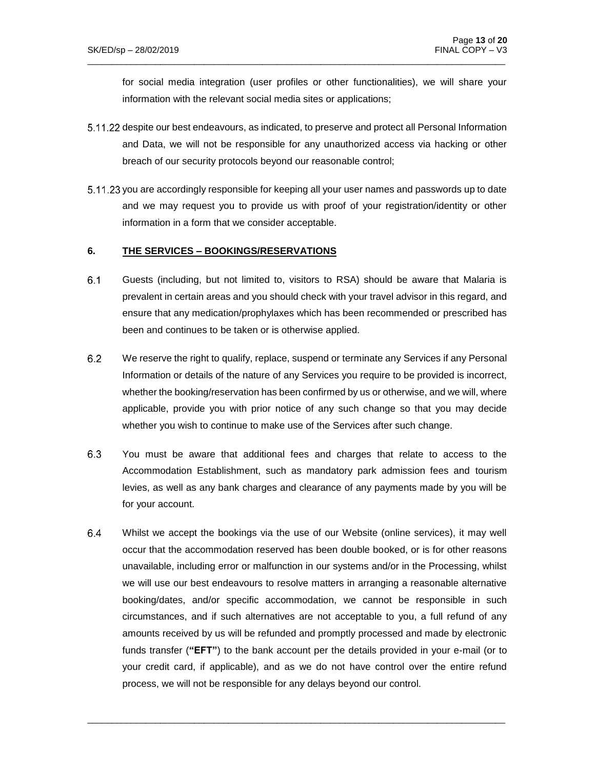for social media integration (user profiles or other functionalities), we will share your information with the relevant social media sites or applications;

5.11.22 despite our best endeavours, as indicated, to preserve and protect all Personal Information and Data, we will not be responsible for any unauthorized access via hacking or other breach of our security protocols beyond our reasonable control;

5.11.23 you are accordingly responsible for keeping all your user names and passwords up to date and we may request you to provide us with proof of your registration/identity or other information in a form that we consider acceptable.

## 6. THE SERVICES – BOOKINGS/RESERVATIONS

6.1 Guests (including, but not limited to, visitors to RSA) should be aware that Malaria is prevalent in certain areas and you should check with your travel advisor in this regard, and ensure that any medication/prophylaxes which has been recommended or prescribed has been and continues to be taken or is otherwise applied.

6.2 We reserve the right to qualify, replace, suspend or terminate any Services if any Personal Information or details of the nature of any Services you require to be provided is incorrect, whether the booking/reservation has been confirmed by us or otherwise, and we will, where applicable, provide you with prior notice of any such change so that you may decide whether you wish to continue to make use of the Services after such change.

6.3 You must be aware that additional fees and charges that relate to access to the Accommodation Establishment, such as mandatory park admission fees and tourism levies, as well as any bank charges and clearance of any payments made by you will be for your account.

6.4 Whilst we accept the bookings via the use of our Website (online services), it may well occur that the accommodation reserved has been double booked, or is for other reasons unavailable, including error or malfunction in our systems and/or in the Processing, whilst we will use our best endeavours to resolve matters in arranging a reasonable alternative booking/dates, and/or specific accommodation, we cannot be responsible in such circumstances, and if such alternatives are not acceptable to you, a full refund of any amounts received by us will be refunded and promptly processed and made by electronic funds transfer (**"EFT"**) to the bank account per the details provided in your e-mail (or to your credit card, if applicable), and as we do not have control over the entire refund process, we will not be responsible for any delays beyond our control.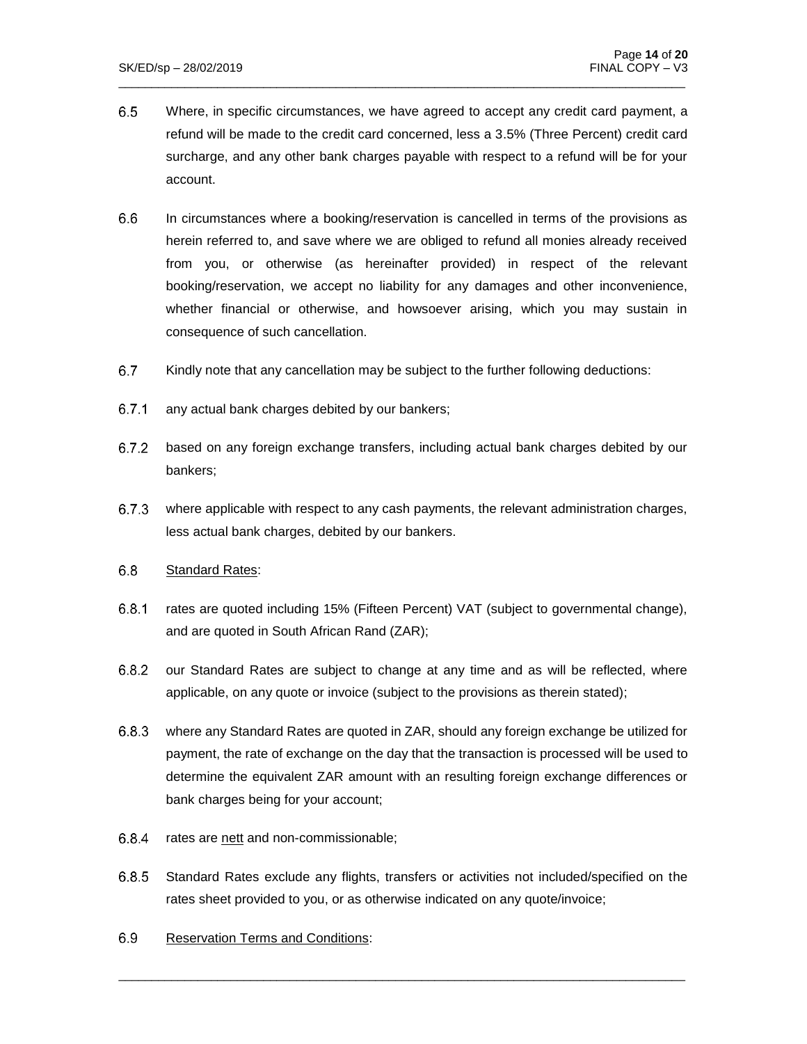6.5 Where, in specific circumstances, we have agreed to accept any credit card payment, a refund will be made to the credit card concerned, less a 3.5% (Three Percent) credit card surcharge, and any other bank charges payable with respect to a refund will be for your account.

6.6 In circumstances where a booking/reservation is cancelled in terms of the provisions as herein referred to, and save where we are obliged to refund all monies already received from you, or otherwise (as hereinafter provided) in respect of the relevant booking/reservation, we accept no liability for any damages and other inconvenience, whether financial or otherwise, and howsoever arising, which you may sustain in consequence of such cancellation.

6.7 Kindly note that any cancellation may be subject to the further following deductions:

6.7.1 any actual bank charges debited by our bankers;

6.7.2 based on any foreign exchange transfers, including actual bank charges debited by our bankers;

6.7.3 where applicable with respect to any cash payments, the relevant administration charges, less actual bank charges, debited by our bankers.

6.8 <u>Standard Rates</u>:

6.8.1 rates are quoted including 15% (Fifteen Percent) VAT (subject to governmental change), and are quoted in South African Rand (ZAR);

6.8.2 our Standard Rates are subject to change at any time and as will be reflected, where applicable, on any quote or invoice (subject to the provisions as therein stated);

6.8.3 where any Standard Rates are quoted in ZAR, should any foreign exchange be utilized for payment, the rate of exchange on the day that the transaction is processed will be used to determine the equivalent ZAR amount with an resulting foreign exchange differences or bank charges being for your account;

6.8.4 rates are <u>nett</u> and non-commissionable;

6.8.5 Standard Rates exclude any flights, transfers or activities not included/specified on the rates sheet provided to you, or as otherwise indicated on any quote/invoice;

6.9 <u>Reservation Terms and Conditions</u>: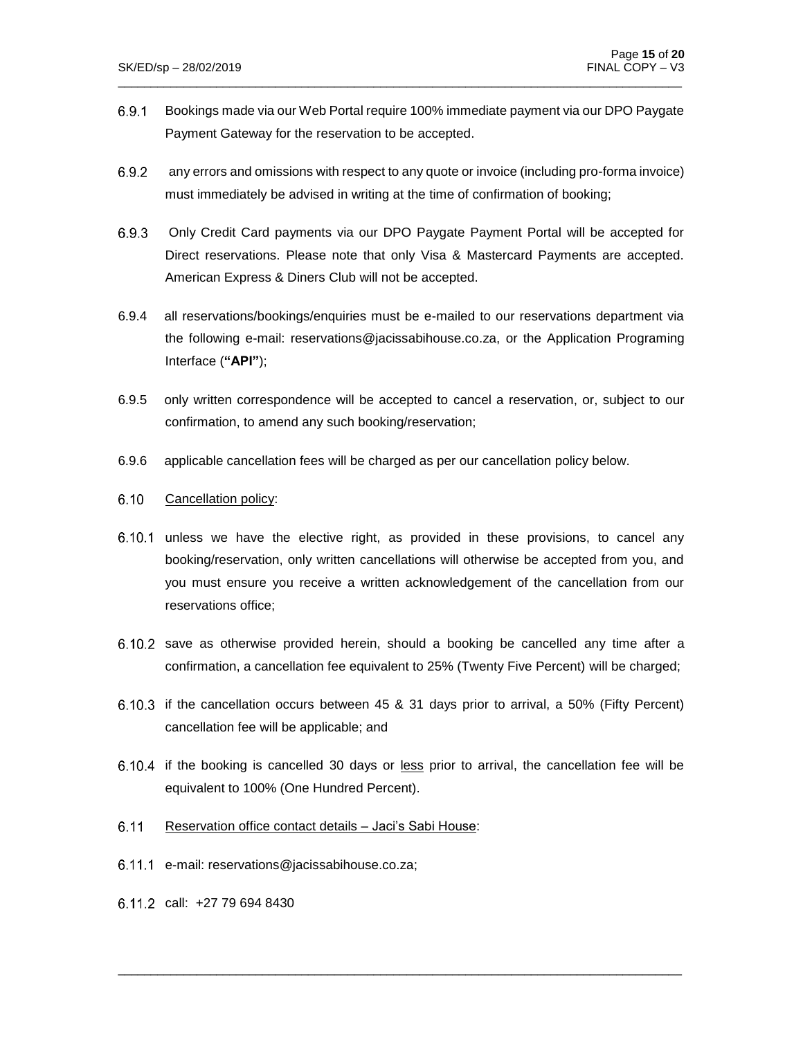6.9.1 Bookings made via our Web Portal require 100% immediate payment via our DPO Paygate Payment Gateway for the reservation to be accepted.

6.9.2 any errors and omissions with respect to any quote or invoice (including pro-forma invoice) must immediately be advised in writing at the time of confirmation of booking;

6.9.3 Only Credit Card payments via our DPO Paygate Payment Portal will be accepted for Direct reservations. Please note that only Visa & Mastercard Payments are accepted. American Express & Diners Club will not be accepted.

6.9.4 all reservations/bookings/enquiries must be e-mailed to our reservations department via the following e-mail: reservations@jacissabihouse.co.za, or the Application Programing Interface (**"API"**);

6.9.5 only written correspondence will be accepted to cancel a reservation, or, subject to our confirmation, to amend any such booking/reservation;

6.9.6 applicable cancellation fees will be charged as per our cancellation policy below.

6.10 <u>Cancellation policy</u>:

6.10.1 unless we have the elective right, as provided in these provisions, to cancel any booking/reservation, only written cancellations will otherwise be accepted from you, and you must ensure you receive a written acknowledgement of the cancellation from our reservations office;

6.10.2 save as otherwise provided herein, should a booking be cancelled any time after a confirmation, a cancellation fee equivalent to 25% (Twenty Five Percent) will be charged;

6.10.3 if the cancellation occurs between 45 & 31 days prior to arrival, a 50% (Fifty Percent) cancellation fee will be applicable; and

6.10.4 if the booking is cancelled 30 days or <u>less</u> prior to arrival, the cancellation fee will be equivalent to 100% (One Hundred Percent).

6.11 <u>Reservation office contact details – Jaci's Sabi House</u>:

6.11.1 e-mail: reservations@jacissabihouse.co.za;

6.11.2 call: +27 79 694 8430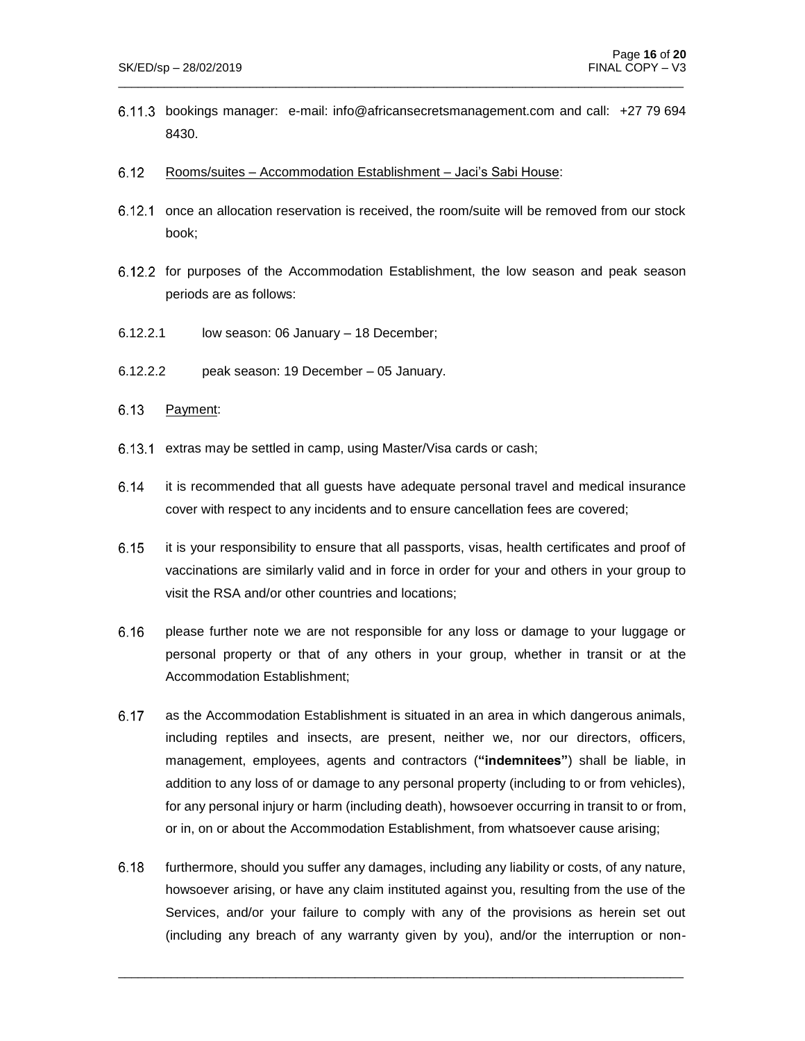6.11.3 bookings manager: e-mail: info@africansecretsmanagement.com and call: +27 79 694 8430.

6.12 Rooms/suites – Accommodation Establishment – Jaci's Sabi House:

6.12.1 once an allocation reservation is received, the room/suite will be removed from our stock book;

6.12.2 for purposes of the Accommodation Establishment, the low season and peak season periods are as follows:

6.12.2.1 low season: 06 January – 18 December;

6.12.2.2 peak season: 19 December – 05 January.

6.13 Payment:

6.13.1 extras may be settled in camp, using Master/Visa cards or cash;

6.14 it is recommended that all guests have adequate personal travel and medical insurance cover with respect to any incidents and to ensure cancellation fees are covered;

6.15 it is your responsibility to ensure that all passports, visas, health certificates and proof of vaccinations are similarly valid and in force in order for your and others in your group to visit the RSA and/or other countries and locations;

6.16 please further note we are not responsible for any loss or damage to your luggage or personal property or that of any others in your group, whether in transit or at the Accommodation Establishment;

6.17 as the Accommodation Establishment is situated in an area in which dangerous animals, including reptiles and insects, are present, neither we, nor our directors, officers, management, employees, agents and contractors (**"indemnitees"**) shall be liable, in addition to any loss of or damage to any personal property (including to or from vehicles), for any personal injury or harm (including death), howsoever occurring in transit to or from, or in, on or about the Accommodation Establishment, from whatsoever cause arising;

6.18 furthermore, should you suffer any damages, including any liability or costs, of any nature, howsoever arising, or have any claim instituted against you, resulting from the use of the Services, and/or your failure to comply with any of the provisions as herein set out (including any breach of any warranty given by you), and/or the interruption or non-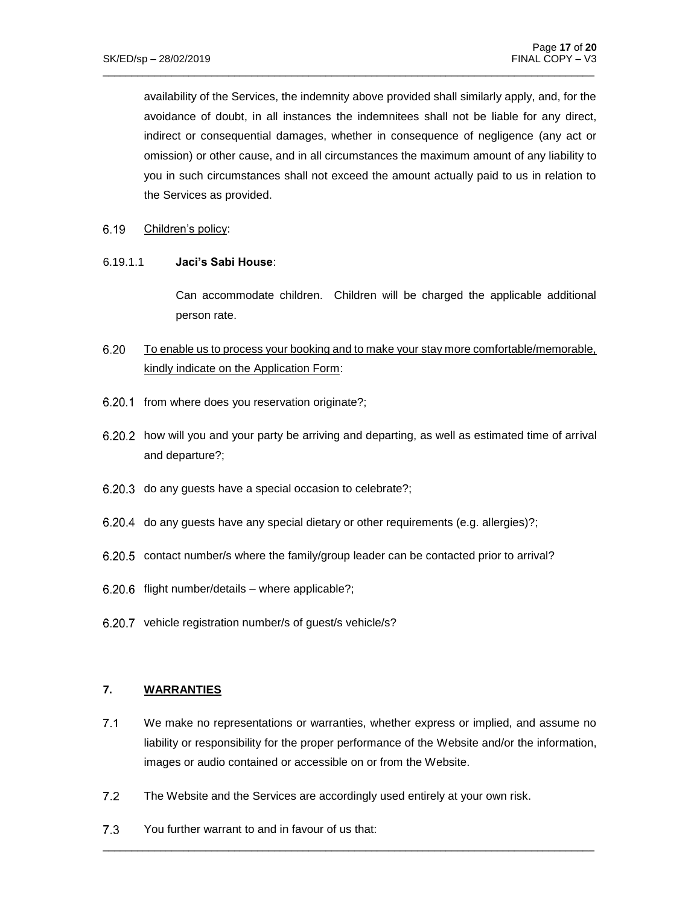availability of the Services, the indemnity above provided shall similarly apply, and, for the avoidance of doubt, in all instances the indemnitees shall not be liable for any direct, indirect or consequential damages, whether in consequence of negligence (any act or omission) or other cause, and in all circumstances the maximum amount of any liability to you in such circumstances shall not exceed the amount actually paid to us in relation to the Services as provided.

6.19 Children's policy:

6.19.1.1 **Jaci's Sabi House**:

Can accommodate children. Children will be charged the applicable additional person rate.

6.20 To enable us to process your booking and to make your stay more comfortable/memorable, kindly indicate on the Application Form:

6.20.1 from where does you reservation originate?;

6.20.2 how will you and your party be arriving and departing, as well as estimated time of arrival and departure?;

6.20.3 do any guests have a special occasion to celebrate?;

6.20.4 do any guests have any special dietary or other requirements (e.g. allergies)?;

6.20.5 contact number/s where the family/group leader can be contacted prior to arrival?

6.20.6 flight number/details – where applicable?;

6.20.7 vehicle registration number/s of guest/s vehicle/s?

## 7. WARRANTIES

7.1 We make no representations or warranties, whether express or implied, and assume no liability or responsibility for the proper performance of the Website and/or the information, images or audio contained or accessible on or from the Website.

7.2 The Website and the Services are accordingly used entirely at your own risk.

7.3 You further warrant to and in favour of us that: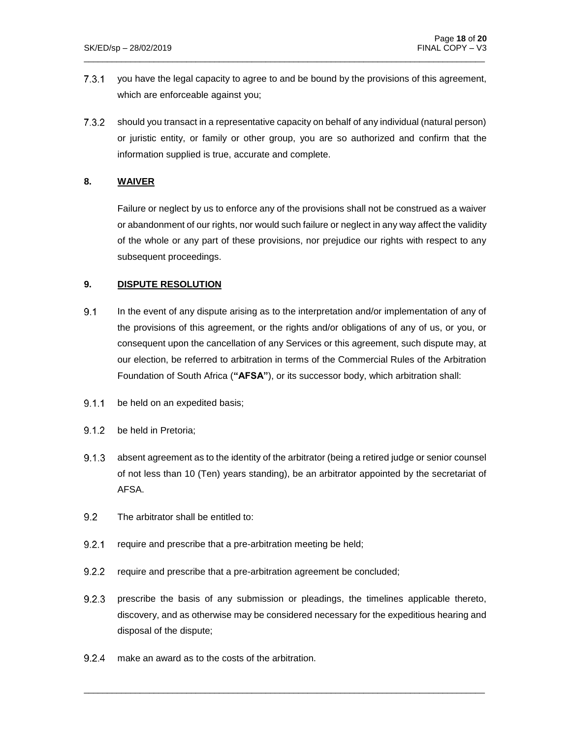7.3.1 you have the legal capacity to agree to and be bound by the provisions of this agreement, which are enforceable against you;

7.3.2 should you transact in a representative capacity on behalf of any individual (natural person) or juristic entity, or family or other group, you are so authorized and confirm that the information supplied is true, accurate and complete.

## 8. WAIVER

Failure or neglect by us to enforce any of the provisions shall not be construed as a waiver or abandonment of our rights, nor would such failure or neglect in any way affect the validity of the whole or any part of these provisions, nor prejudice our rights with respect to any subsequent proceedings.

## 9. DISPUTE RESOLUTION

9.1 In the event of any dispute arising as to the interpretation and/or implementation of any of the provisions of this agreement, or the rights and/or obligations of any of us, or you, or consequent upon the cancellation of any Services or this agreement, such dispute may, at our election, be referred to arbitration in terms of the Commercial Rules of the Arbitration Foundation of South Africa (**"AFSA"**), or its successor body, which arbitration shall:

9.1.1 be held on an expedited basis;

9.1.2 be held in Pretoria;

9.1.3 absent agreement as to the identity of the arbitrator (being a retired judge or senior counsel of not less than 10 (Ten) years standing), be an arbitrator appointed by the secretariat of AFSA.

9.2 The arbitrator shall be entitled to:

9.2.1 require and prescribe that a pre-arbitration meeting be held;

9.2.2 require and prescribe that a pre-arbitration agreement be concluded;

9.2.3 prescribe the basis of any submission or pleadings, the timelines applicable thereto, discovery, and as otherwise may be considered necessary for the expeditious hearing and disposal of the dispute;

9.2.4 make an award as to the costs of the arbitration.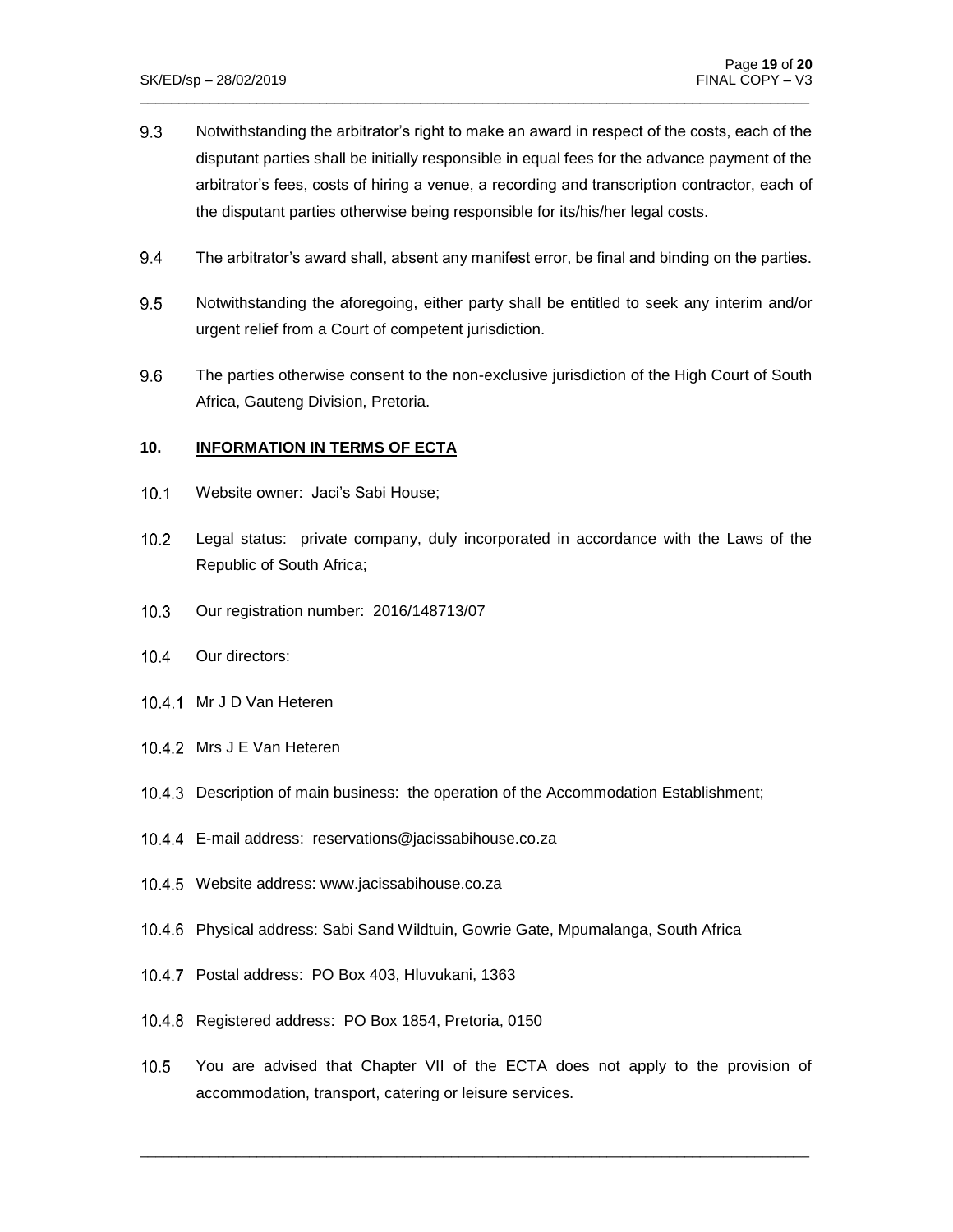9.3 Notwithstanding the arbitrator's right to make an award in respect of the costs, each of the disputant parties shall be initially responsible in equal fees for the advance payment of the arbitrator's fees, costs of hiring a venue, a recording and transcription contractor, each of the disputant parties otherwise being responsible for its/his/her legal costs.

9.4 The arbitrator's award shall, absent any manifest error, be final and binding on the parties.

9.5 Notwithstanding the aforegoing, either party shall be entitled to seek any interim and/or urgent relief from a Court of competent jurisdiction.

9.6 The parties otherwise consent to the non-exclusive jurisdiction of the High Court of South Africa, Gauteng Division, Pretoria.

## 10. INFORMATION IN TERMS OF ECTA

10.1 Website owner: Jaci's Sabi House;

10.2 Legal status: private company, duly incorporated in accordance with the Laws of the Republic of South Africa;

10.3 Our registration number: 2016/148713/07

10.4 Our directors:

10.4.1 Mr J D Van Heteren

10.4.2 Mrs J E Van Heteren

10.4.3 Description of main business: the operation of the Accommodation Establishment;

10.4.4 E-mail address: reservations@jacissabihouse.co.za

10.4.5 Website address: www.jacissabihouse.co.za

10.4.6 Physical address: Sabi Sand Wildtuin, Gowrie Gate, Mpumalanga, South Africa

10.4.7 Postal address: PO Box 403, Hluvukani, 1363

10.4.8 Registered address: PO Box 1854, Pretoria, 0150

10.5 You are advised that Chapter VII of the ECTA does not apply to the provision of accommodation, transport, catering or leisure services.